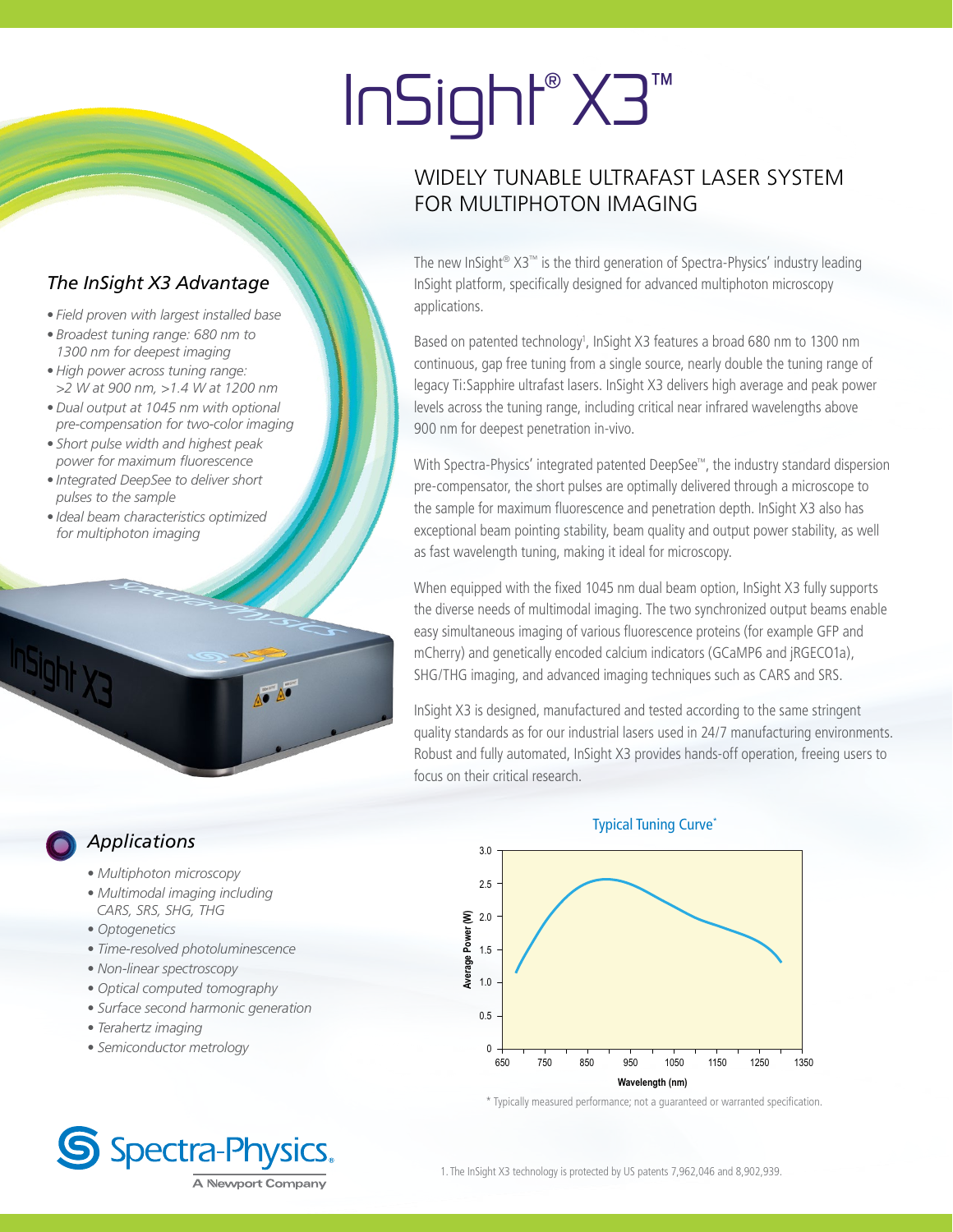# InSight® X3™

## WIDELY TUNABLE ULTRAFAST LASER SYSTEM FOR MULTIPHOTON IMAGING

The new InSight® X3™ is the third generation of Spectra-Physics' industry leading InSight platform, specifically designed for advanced multiphoton microscopy applications.

Based on patented technology[1], InSight X3 features a broad 680 nm to 1300 nm continuous, gap free tuning from a single source, nearly double the tuning range of legacy Ti:Sapphire ultrafast lasers. InSight X3 delivers high average and peak power levels across the tuning range, including critical near infrared wavelengths above 900 nm for deepest penetration in-vivo.

With Spectra-Physics' integrated patented DeepSee™, the industry standard dispersion pre-compensator, the short pulses are optimally delivered through a microscope to the sample for maximum fluorescence and penetration depth. InSight X3 also has exceptional beam pointing stability, beam quality and output power stability, as well as fast wavelength tuning, making it ideal for microscopy.

When equipped with the fixed 1045 nm dual beam option, InSight X3 fully supports the diverse needs of multimodal imaging. The two synchronized output beams enable easy simultaneous imaging of various fluorescence proteins (for example GFP and mCherry) and genetically encoded calcium indicators (GCaMP6 and jRGECO1a), SHG/THG imaging, and advanced imaging techniques such as CARS and SRS.

InSight X3 is designed, manufactured and tested according to the same stringent quality standards as for our industrial lasers used in 24/7 manufacturing environments. Robust and fully automated, InSight X3 provides hands-off operation, freeing users to focus on their critical research.

### *The InSight X3 Advantage*

- *Field proven with largest installed base*
- *Broadest tuning range: 680 nm to 1300 nm for deepest imaging*
- *High power across tuning range: >2 W at 900 nm, >1.4 W at 1200 nm*
- *Dual output at 1045 nm with optional pre-compensation for two-color imaging*
- *Short pulse width and highest peak power for maximum fluorescence*
- *Integrated DeepSee to deliver short pulses to the sample*
- *Ideal beam characteristics optimized for multiphoton imaging*

### *Applications*

- *Multiphoton microscopy*
- *Multimodal imaging including CARS, SRS, SHG, THG*
- *Optogenetics*
- *Time-resolved photoluminescence*
- *Non-linear spectroscopy*
- *Optical computed tomography*
- *Surface second harmonic generation*
- *Terahertz imaging*
- *Semiconductor metrology*

Typical Tuning Curve*

\* Typically measured performance; not a guaranteed or warranted specification.

1. The InSight X3 technology is protected by US patents 7,962,046 and 8,902,939.

Spectra-Physics. A Newport Company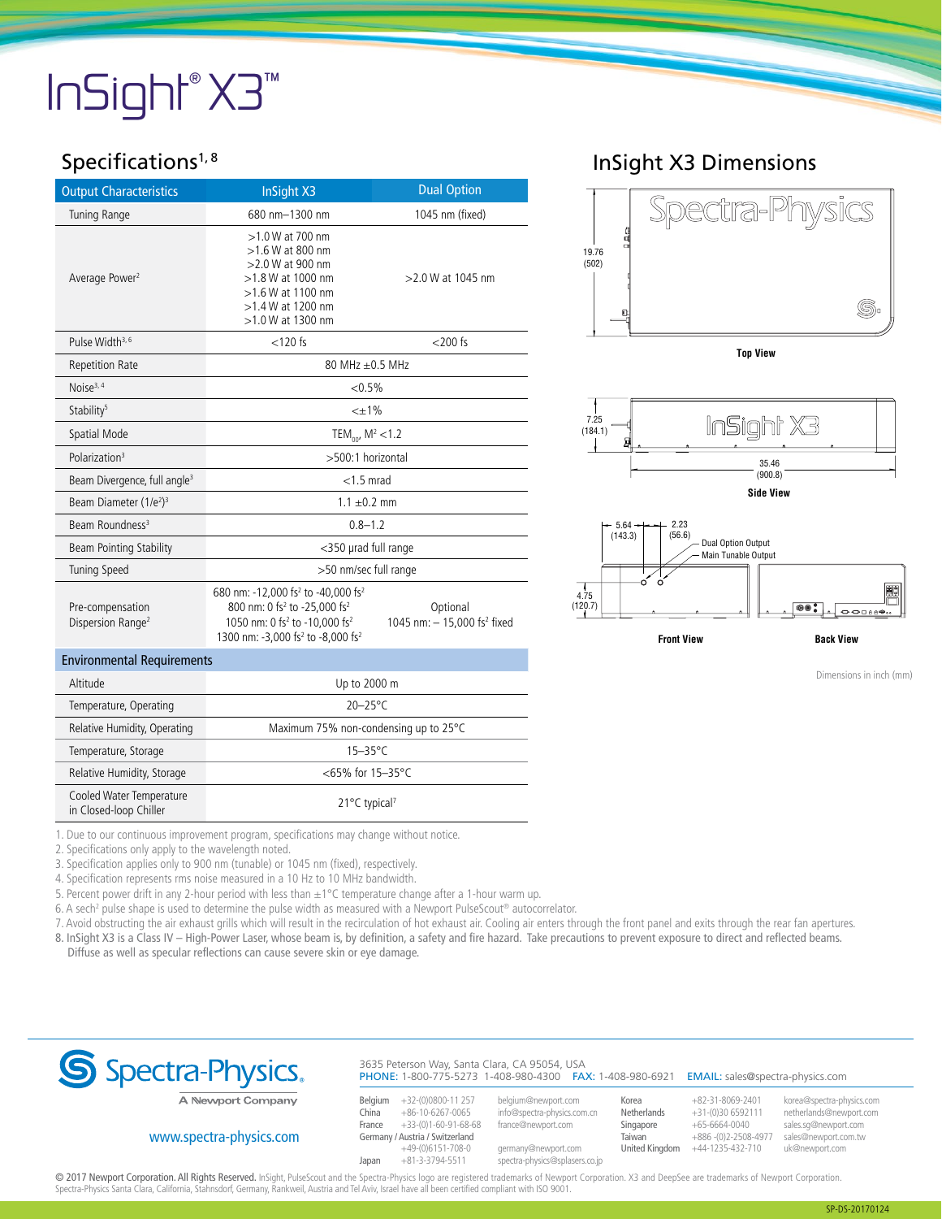# InSight® X3™

## Specifications[1, 8]

| Output Characteristics | InSight X3 | Dual Option |
|---|---|---|
| Tuning Range | 680 nm–1300 nm | 1045 nm (fixed) |
| Average Power[2] | >1.0 W at 700 nm<br>>1.6 W at 800 nm<br>>2.0 W at 900 nm<br>>1.8 W at 1000 nm<br>>1.6 W at 1100 nm<br>>1.4 W at 1200 nm<br>>1.0 W at 1300 nm | >2.0 W at 1045 nm |
| Pulse Width[3, 6] | <120 fs | <200 fs |
| Repetition Rate | 80 MHz ±0.5 MHz | |
| Noise[3, 4] | <0.5% | |
| Stability[5] | <±1% | |
| Spatial Mode | $TEM_{00}$, $M^2 < 1.2$ | |
| Polarization[3] | >500:1 horizontal | |
| Beam Divergence, full angle[3] | <1.5 mrad | |
| Beam Diameter ($1/e^2$)[3] | 1.1 ±0.2 mm | |
| Beam Roundness[3] | 0.8–1.2 | |
| Beam Pointing Stability | <350 μrad full range | |
| Tuning Speed | >50 nm/sec full range | |
| Pre-compensation Dispersion Range[2] | 680 nm: -12,000 $fs^2$ to -40,000 $fs^2$<br>800 nm: 0 $fs^2$ to -25,000 $fs^2$<br>1050 nm: 0 $fs^2$ to -10,000 $fs^2$<br>1300 nm: -3,000 $fs^2$ to -8,000 $fs^2$ | Optional<br>1045 nm: – 15,000 $fs^2$ fixed |
| **Environmental Requirements** | | |
| Altitude | Up to 2000 m | |
| Temperature, Operating | 20–25°C | |
| Relative Humidity, Operating | Maximum 75% non-condensing up to 25°C | |
| Temperature, Storage | 15–35°C | |
| Relative Humidity, Storage | <65% for 15–35°C | |
| Cooled Water Temperature in Closed-loop Chiller | 21°C typical[7] | |

1. Due to our continuous improvement program, specifications may change without notice.
2. Specifications only apply to the wavelength noted.
3. Specification applies only to 900 nm (tunable) or 1045 nm (fixed), respectively.
4. Specification represents rms noise measured in a 10 Hz to 10 MHz bandwidth.
5. Percent power drift in any 2-hour period with less than ±1°C temperature change after a 1-hour warm up.
6. A $sech^2$ pulse shape is used to determine the pulse width as measured with a Newport PulseScout® autocorrelator.
7. Avoid obstructing the air exhaust grills which will result in the recirculation of hot exhaust air. Cooling air enters through the front panel and exits through the rear fan apertures.
8. InSight X3 is a Class IV – High-Power Laser, whose beam is, by definition, a safety and fire hazard. Take precautions to prevent exposure to direct and reflected beams. Diffuse as well as specular reflections can cause severe skin or eye damage.

## InSight X3 Dimensions

19.76 (502)

Top View

7.25 (184.1)

35.46 (900.8)

Side View

5.64 (143.3)

2.23 (56.6)

Dual Option Output

Main Tunable Output

4.75 (120.7)

Front View

Back View

Dimensions in inch (mm)

Spectra-Physics
A Newport Company

www.spectra-physics.com

3635 Peterson Way, Santa Clara, CA 95054, USA
PHONE: 1-800-775-5273 1-408-980-4300 FAX: 1-408-980-6921 EMAIL: sales@spectra-physics.com

| | | |
|---|---|---|
| Belgium | +32-(0)0800-11 257 | belgium@newport.com |
| China | +86-10-6267-0065 | info@spectra-physics.com.cn |
| France | +33-(0)1-60-91-68-68 | france@newport.com |
| Germany / Austria / Switzerland | +49-(0)6151-708-0 | germany@newport.com |
| Japan | +81-3-3794-5511 | spectra-physics@splasers.co.jp |
| Korea | +82-31-8069-2401 | korea@spectra-physics.com |
| Netherlands | +31-(0)30 6592111 | netherlands@newport.com |
| Singapore | +65-6664-0040 | sales.sg@newport.com |
| Taiwan | +886 -(0)2-2508-4977 | sales@newport.com.tw |
| United Kingdom | +44-1235-432-710 | uk@newport.com |

© 2017 Newport Corporation. All Rights Reserved. InSight, PulseScout and the Spectra-Physics logo are registered trademarks of Newport Corporation. X3 and DeepSee are trademarks of Newport Corporation. Spectra-Physics Santa Clara, California, Stahnsdorf, Germany, Rankweil, Austria and Tel Aviv, Israel have all been certified compliant with ISO 9001.

SP-DS-20170124